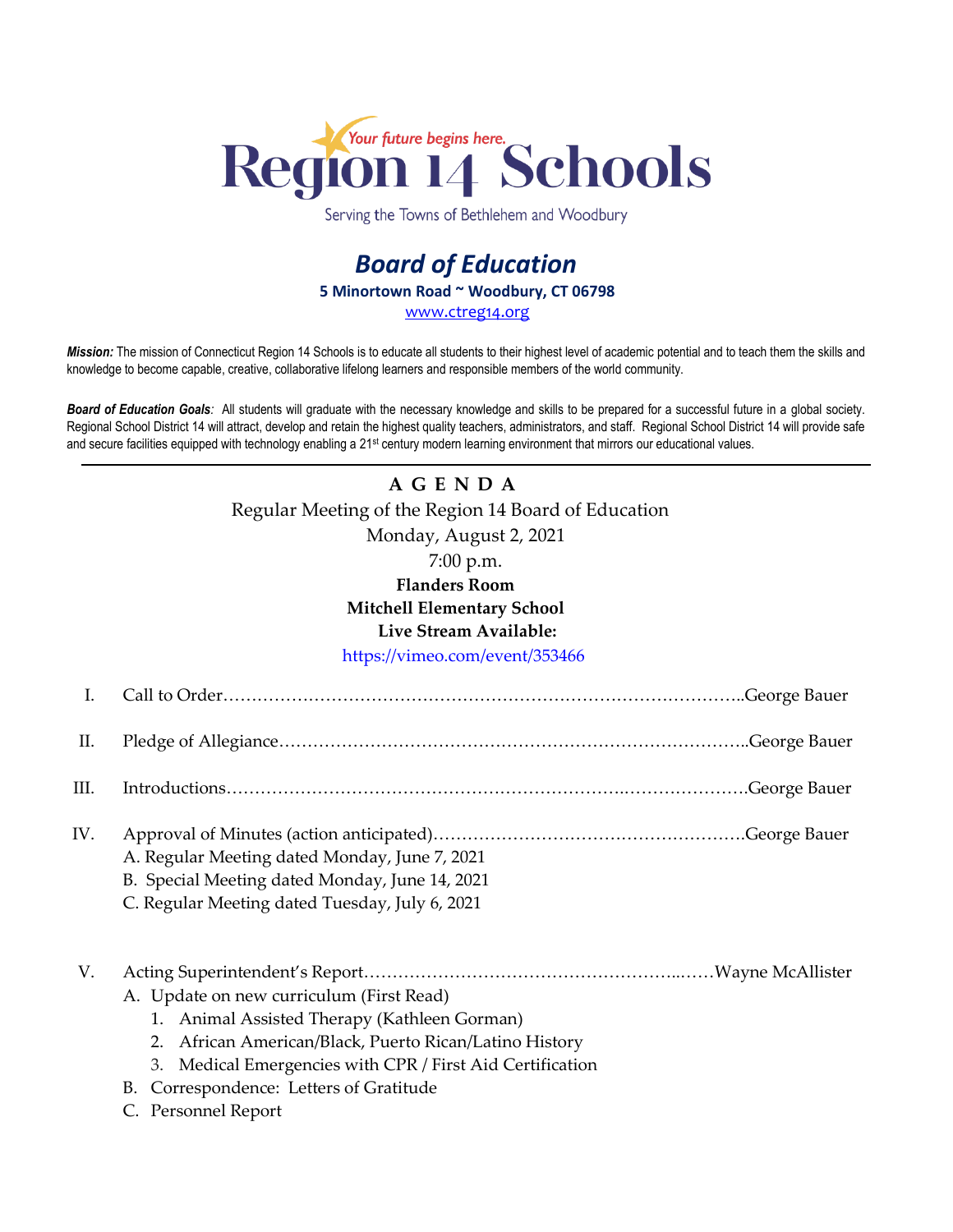Your future begins here.

# Region 14 Schools

Serving the Towns of Bethlehem and Woodbury

## *Board of Education*

**5 Minortown Road ~ Woodbury, CT 06798**

www.ctreg14.org

***Mission:*** The mission of Connecticut Region 14 Schools is to educate all students to their highest level of academic potential and to teach them the skills and knowledge to become capable, creative, collaborative lifelong learners and responsible members of the world community.

***Board of Education Goals:*** All students will graduate with the necessary knowledge and skills to be prepared for a successful future in a global society. Regional School District 14 will attract, develop and retain the highest quality teachers, administrators, and staff. Regional School District 14 will provide safe and secure facilities equipped with technology enabling a 21st century modern learning environment that mirrors our educational values.

---

**A G E N D A**

Regular Meeting of the Region 14 Board of Education

Monday, August 2, 2021

7:00 p.m.

**Flanders Room**

**Mitchell Elementary School**

**Live Stream Available:**

https://vimeo.com/event/353466

I. Call to Order……………………………………………………………………………..George Bauer

II. Pledge of Allegiance………………………………………………………………………..George Bauer

III. Introductions…………………………………………………………..………………….George Bauer

IV. Approval of Minutes (action anticipated)……………………………………………….George Bauer
   - A. Regular Meeting dated Monday, June 7, 2021
   - B. Special Meeting dated Monday, June 14, 2021
   - C. Regular Meeting dated Tuesday, July 6, 2021

V. Acting Superintendent's Report…………………………………………...……Wayne McAllister
   - A. Update on new curriculum (First Read)
     1. Animal Assisted Therapy (Kathleen Gorman)
     2. African American/Black, Puerto Rican/Latino History
     3. Medical Emergencies with CPR / First Aid Certification
   - B. Correspondence: Letters of Gratitude
   - C. Personnel Report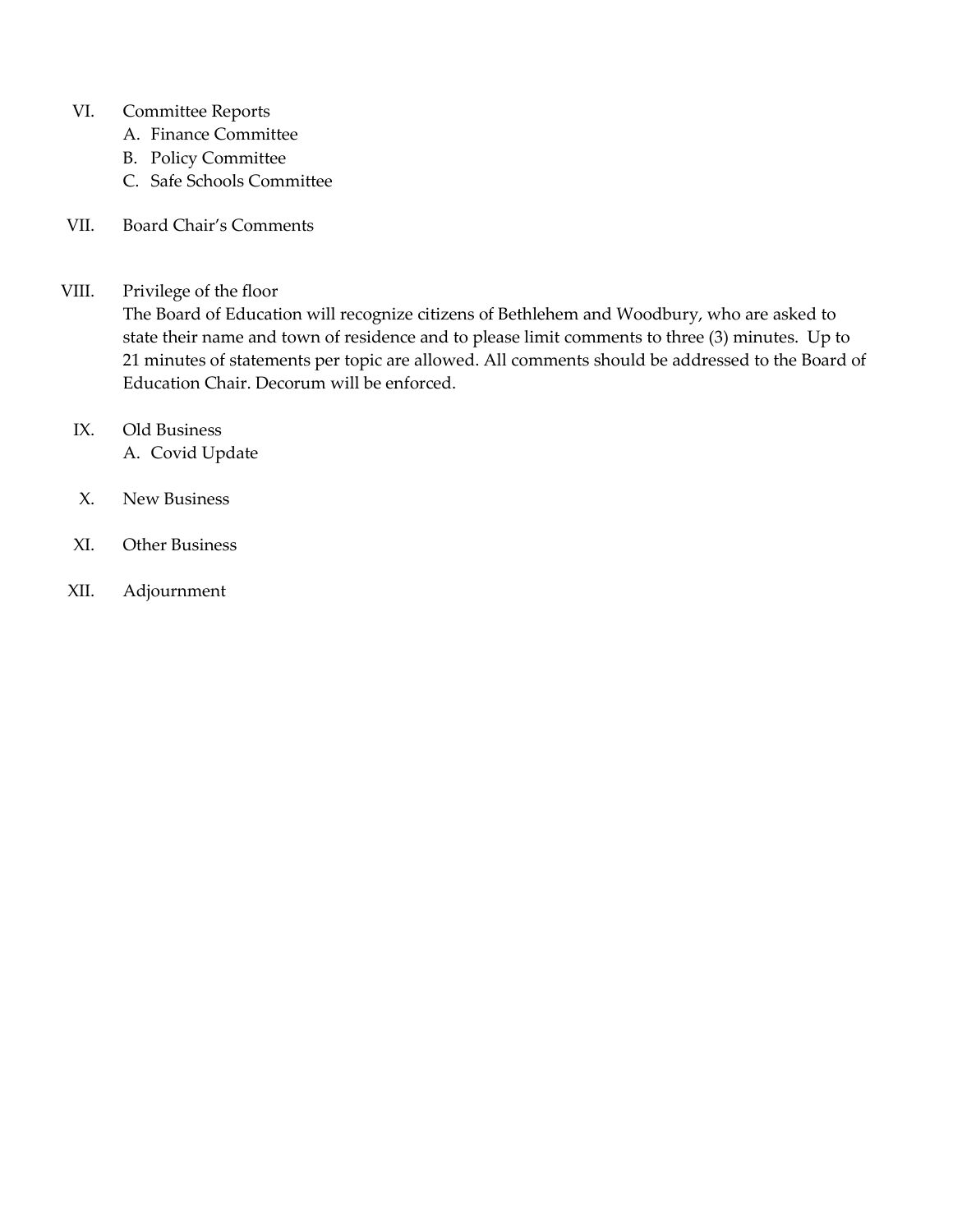VI. Committee Reports
   A. Finance Committee
   B. Policy Committee
   C. Safe Schools Committee

VII. Board Chair's Comments

VIII. Privilege of the floor
   The Board of Education will recognize citizens of Bethlehem and Woodbury, who are asked to state their name and town of residence and to please limit comments to three (3) minutes. Up to 21 minutes of statements per topic are allowed. All comments should be addressed to the Board of Education Chair. Decorum will be enforced.

IX. Old Business
   A. Covid Update

X. New Business

XI. Other Business

XII. Adjournment